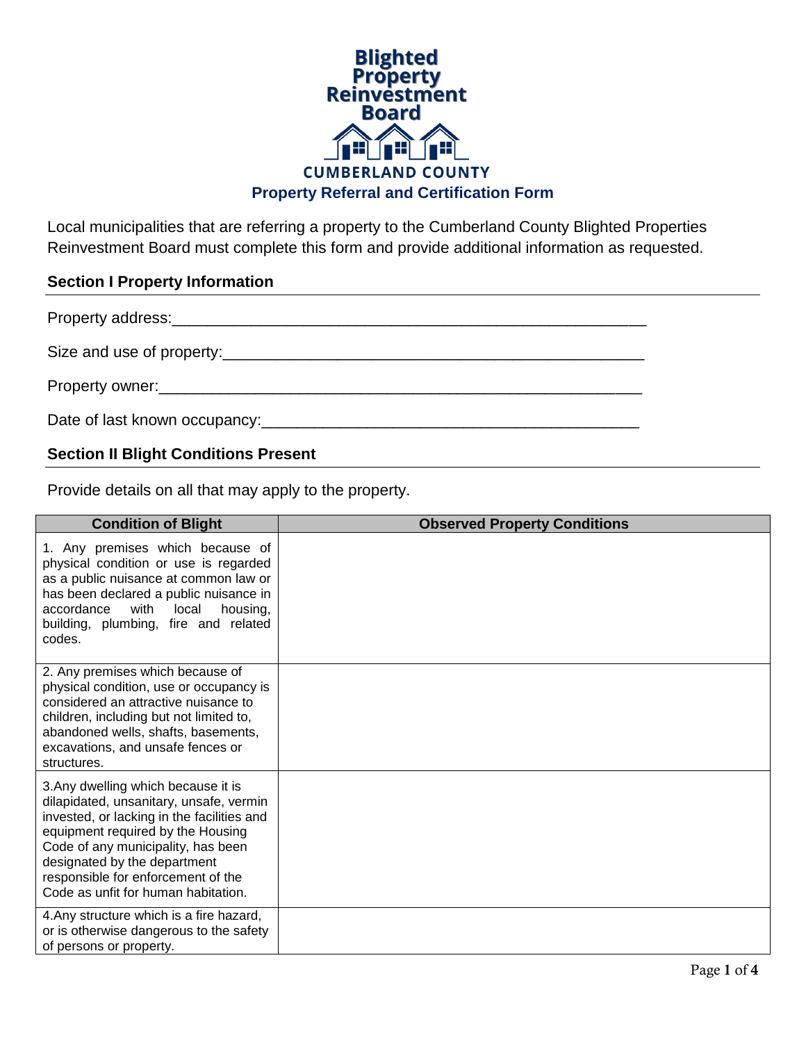# Blighted Property Reinvestment Board

CUMBERLAND COUNTY

## Property Referral and Certification Form

Local municipalities that are referring a property to the Cumberland County Blighted Properties Reinvestment Board must complete this form and provide additional information as requested.

### Section I Property Information

Property address:_______________________________________________________

Size and use of property:_________________________________________________

Property owner:________________________________________________________

Date of last known occupancy:____________________________________________

### Section II Blight Conditions Present

Provide details on all that may apply to the property.

| Condition of Blight | Observed Property Conditions |
|---|---|
| 1. Any premises which because of physical condition or use is regarded as a public nuisance at common law or has been declared a public nuisance in accordance with local housing, building, plumbing, fire and related codes. | |
| 2. Any premises which because of physical condition, use or occupancy is considered an attractive nuisance to children, including but not limited to, abandoned wells, shafts, basements, excavations, and unsafe fences or structures. | |
| 3.Any dwelling which because it is dilapidated, unsanitary, unsafe, vermin invested, or lacking in the facilities and equipment required by the Housing Code of any municipality, has been designated by the department responsible for enforcement of the Code as unfit for human habitation. | |
| 4.Any structure which is a fire hazard, or is otherwise dangerous to the safety of persons or property. | |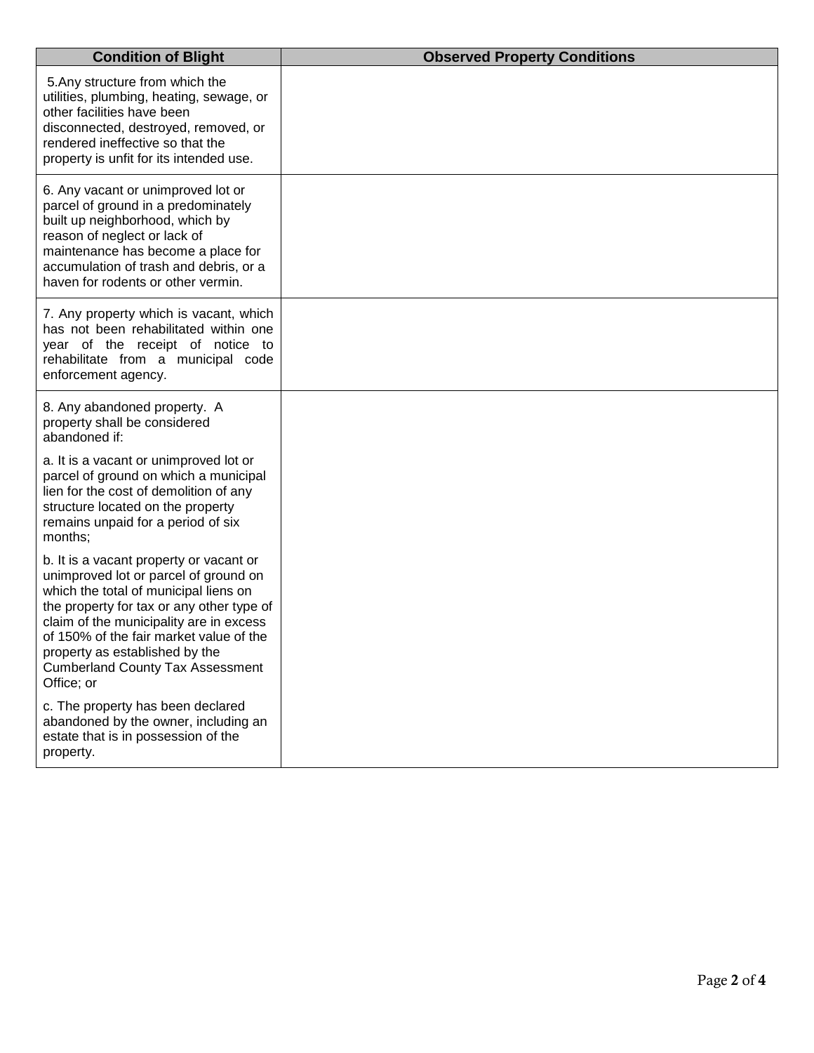| Condition of Blight | Observed Property Conditions |
| --- | --- |
| 5.Any structure from which the utilities, plumbing, heating, sewage, or other facilities have been disconnected, destroyed, removed, or rendered ineffective so that the property is unfit for its intended use. | |
| 6. Any vacant or unimproved lot or parcel of ground in a predominately built up neighborhood, which by reason of neglect or lack of maintenance has become a place for accumulation of trash and debris, or a haven for rodents or other vermin. | |
| 7. Any property which is vacant, which has not been rehabilitated within one year of the receipt of notice to rehabilitate from a municipal code enforcement agency. | |
| 8. Any abandoned property. A property shall be considered abandoned if:<br><br>a. It is a vacant or unimproved lot or parcel of ground on which a municipal lien for the cost of demolition of any structure located on the property remains unpaid for a period of six months;<br><br>b. It is a vacant property or vacant or unimproved lot or parcel of ground on which the total of municipal liens on the property for tax or any other type of claim of the municipality are in excess of 150% of the fair market value of the property as established by the Cumberland County Tax Assessment Office; or<br><br>c. The property has been declared abandoned by the owner, including an estate that is in possession of the property. | |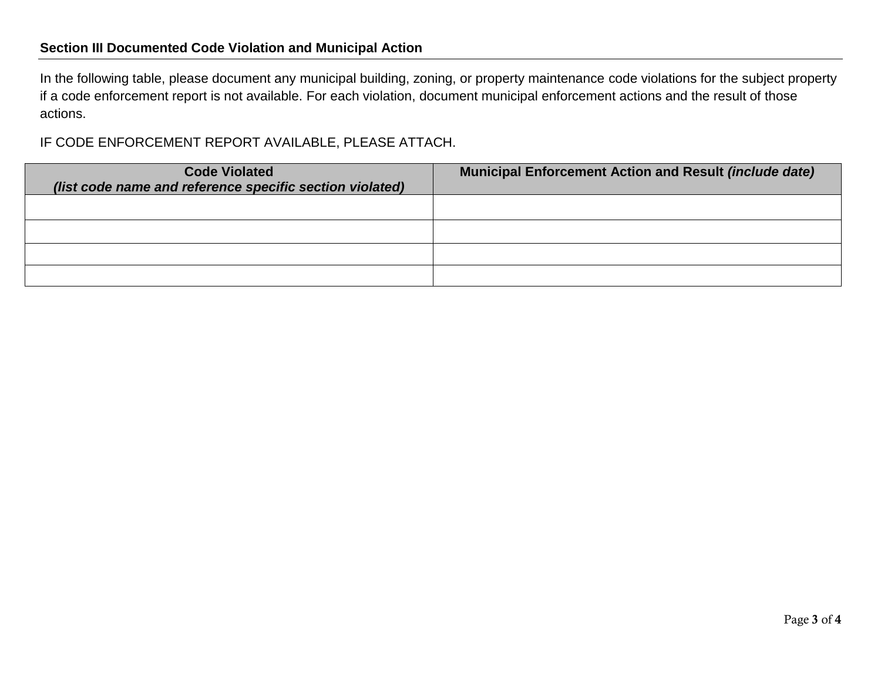### Section III Documented Code Violation and Municipal Action

In the following table, please document any municipal building, zoning, or property maintenance code violations for the subject property if a code enforcement report is not available. For each violation, document municipal enforcement actions and the result of those actions.

IF CODE ENFORCEMENT REPORT AVAILABLE, PLEASE ATTACH.

| **Code Violated** ***(list code name and reference specific section violated)*** | **Municipal Enforcement Action and Result** ***(include date)*** |
|---|---|
| | |
| | |
| | |
| | |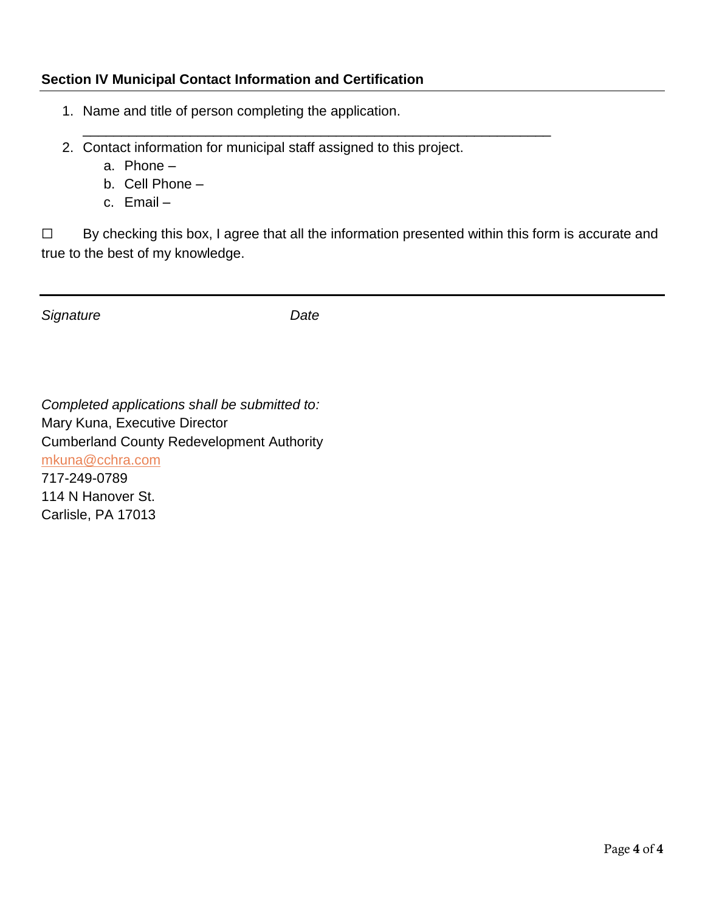**Section IV Municipal Contact Information and Certification**

1. Name and title of person completing the application.

   \_\_\_\_\_\_\_\_\_\_\_\_\_\_\_\_\_\_\_\_\_\_\_\_\_\_\_\_\_\_\_\_\_\_\_\_\_\_\_\_\_\_\_\_\_\_\_\_\_\_\_\_\_\_\_\_\_\_\_\_\_\_
2. Contact information for municipal staff assigned to this project.
   a. Phone –
   b. Cell Phone –
   c. Email –

☐ By checking this box, I agree that all the information presented within this form is accurate and true to the best of my knowledge.

---

*Signature* *Date*

*Completed applications shall be submitted to:*
Mary Kuna, Executive Director
Cumberland County Redevelopment Authority
mkuna@cchra.com
717-249-0789
114 N Hanover St.
Carlisle, PA 17013